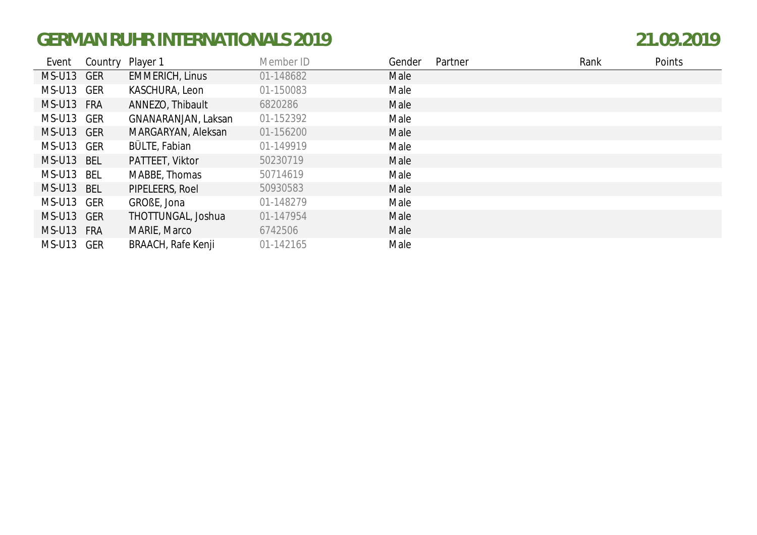# GERMAN RUHR INTERNATIONALS 2019

21.09.2019

| Event | Country | Player 1 | Member ID | Gender | Partner | Rank | Points |
|---|---|---|---|---|---|---|---|
| MS-U13 | GER | EMMERICH, Linus | 01-148682 | Male | | | |
| MS-U13 | GER | KASCHURA, Leon | 01-150083 | Male | | | |
| MS-U13 | FRA | ANNEZO, Thibault | 6820286 | Male | | | |
| MS-U13 | GER | GNANARANJAN, Laksan | 01-152392 | Male | | | |
| MS-U13 | GER | MARGARYAN, Aleksan | 01-156200 | Male | | | |
| MS-U13 | GER | BÜLTE, Fabian | 01-149919 | Male | | | |
| MS-U13 | BEL | PATTEET, Viktor | 50230719 | Male | | | |
| MS-U13 | BEL | MABBE, Thomas | 50714619 | Male | | | |
| MS-U13 | BEL | PIPELEERS, Roel | 50930583 | Male | | | |
| MS-U13 | GER | GROßE, Jona | 01-148279 | Male | | | |
| MS-U13 | GER | THOTTUNGAL, Joshua | 01-147954 | Male | | | |
| MS-U13 | FRA | MARIE, Marco | 6742506 | Male | | | |
| MS-U13 | GER | BRAACH, Rafe Kenji | 01-142165 | Male | | | |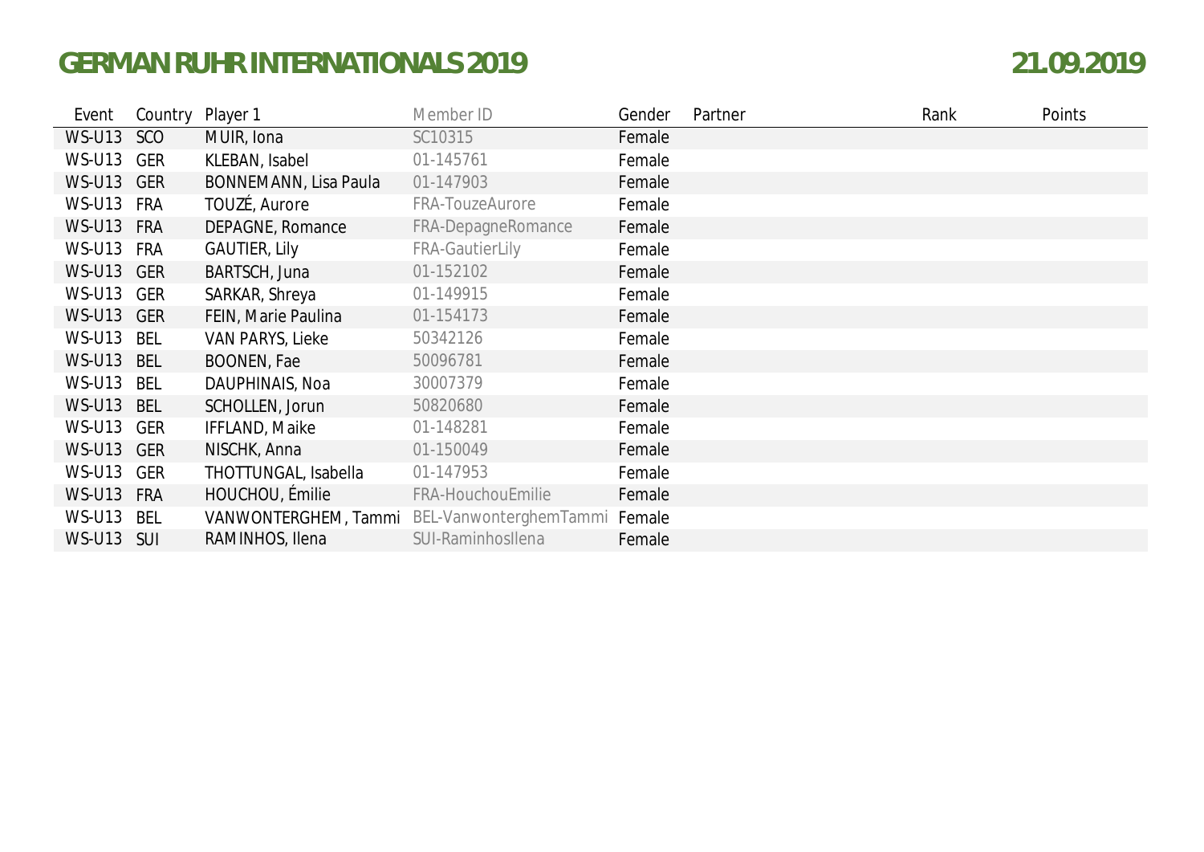# GERMAN RUHR INTERNATIONALS 2019

21.09.2019

| Event | Country | Player 1 | Member ID | Gender | Partner | Rank | Points |
|---|---|---|---|---|---|---|---|
| WS-U13 | SCO | MUIR, Iona | SC10315 | Female | | | |
| WS-U13 | GER | KLEBAN, Isabel | 01-145761 | Female | | | |
| WS-U13 | GER | BONNEMANN, Lisa Paula | 01-147903 | Female | | | |
| WS-U13 | FRA | TOUZÉ, Aurore | FRA-TouzeAurore | Female | | | |
| WS-U13 | FRA | DEPAGNE, Romance | FRA-DepagneRomance | Female | | | |
| WS-U13 | FRA | GAUTIER, Lily | FRA-GautierLily | Female | | | |
| WS-U13 | GER | BARTSCH, Juna | 01-152102 | Female | | | |
| WS-U13 | GER | SARKAR, Shreya | 01-149915 | Female | | | |
| WS-U13 | GER | FEIN, Marie Paulina | 01-154173 | Female | | | |
| WS-U13 | BEL | VAN PARYS, Lieke | 50342126 | Female | | | |
| WS-U13 | BEL | BOONEN, Fae | 50096781 | Female | | | |
| WS-U13 | BEL | DAUPHINAIS, Noa | 30007379 | Female | | | |
| WS-U13 | BEL | SCHOLLEN, Jorun | 50820680 | Female | | | |
| WS-U13 | GER | IFFLAND, Maike | 01-148281 | Female | | | |
| WS-U13 | GER | NISCHK, Anna | 01-150049 | Female | | | |
| WS-U13 | GER | THOTTUNGAL, Isabella | 01-147953 | Female | | | |
| WS-U13 | FRA | HOUCHOU, Émilie | FRA-HouchouEmilie | Female | | | |
| WS-U13 | BEL | VANWONTERGHEM, Tammi | BEL-VanwonterghemTammi | Female | | | |
| WS-U13 | SUI | RAMINHOS, Ilena | SUI-RaminhosIlena | Female | | | |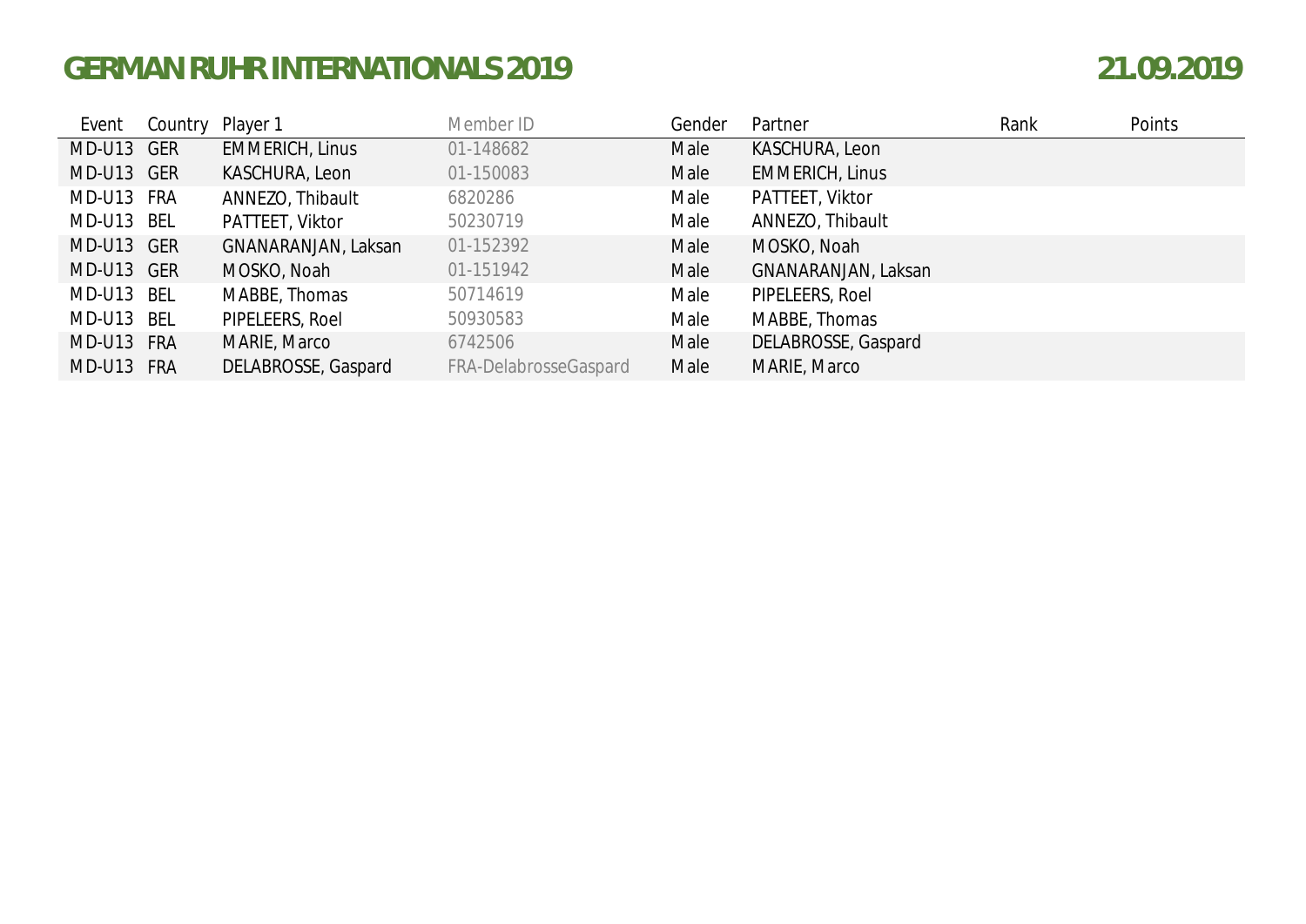# GERMAN RUHR INTERNATIONALS 2019

21.09.2019

| Event | Country | Player 1 | Member ID | Gender | Partner | Rank | Points |
|---|---|---|---|---|---|---|---|
| MD-U13 | GER | EMMERICH, Linus | 01-148682 | Male | KASCHURA, Leon | | |
| MD-U13 | GER | KASCHURA, Leon | 01-150083 | Male | EMMERICH, Linus | | |
| MD-U13 | FRA | ANNEZO, Thibault | 6820286 | Male | PATTEET, Viktor | | |
| MD-U13 | BEL | PATTEET, Viktor | 50230719 | Male | ANNEZO, Thibault | | |
| MD-U13 | GER | GNANARANJAN, Laksan | 01-152392 | Male | MOSKO, Noah | | |
| MD-U13 | GER | MOSKO, Noah | 01-151942 | Male | GNANARANJAN, Laksan | | |
| MD-U13 | BEL | MABBE, Thomas | 50714619 | Male | PIPELEERS, Roel | | |
| MD-U13 | BEL | PIPELEERS, Roel | 50930583 | Male | MABBE, Thomas | | |
| MD-U13 | FRA | MARIE, Marco | 6742506 | Male | DELABROSSE, Gaspard | | |
| MD-U13 | FRA | DELABROSSE, Gaspard | FRA-DelabrosseGaspard | Male | MARIE, Marco | | |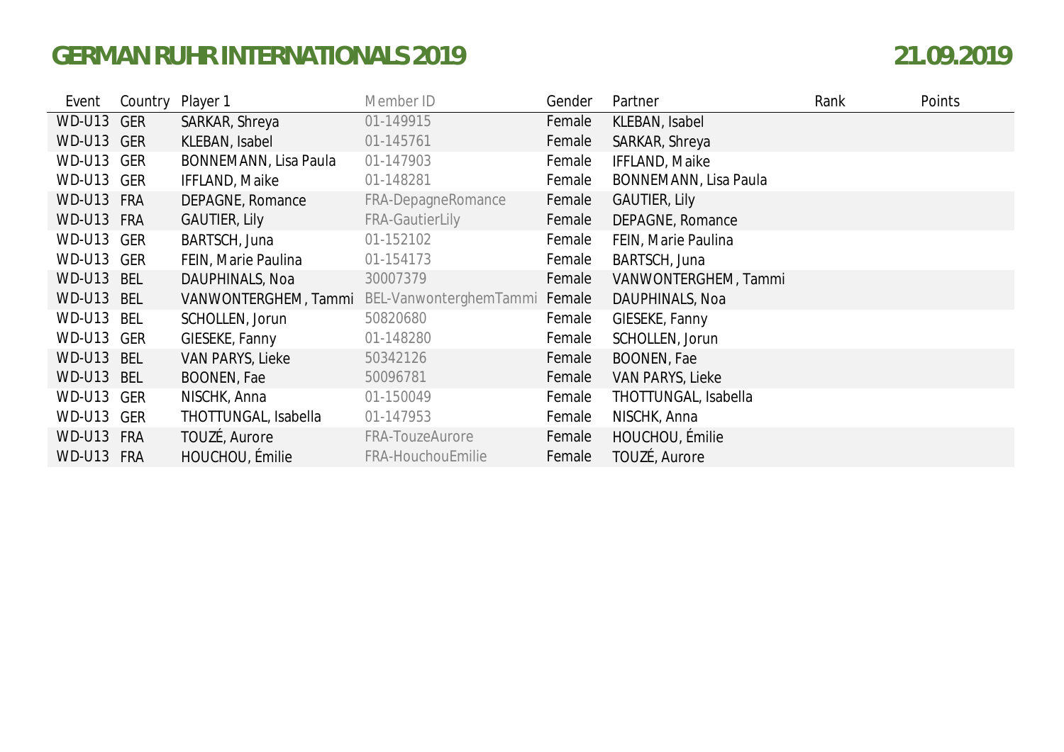# GERMAN RUHR INTERNATIONALS 2019

21.09.2019

| Event | Country | Player 1 | Member ID | Gender | Partner | Rank | Points |
|---|---|---|---|---|---|---|---|
| WD-U13 | GER | SARKAR, Shreya | 01-149915 | Female | KLEBAN, Isabel | | |
| WD-U13 | GER | KLEBAN, Isabel | 01-145761 | Female | SARKAR, Shreya | | |
| WD-U13 | GER | BONNEMANN, Lisa Paula | 01-147903 | Female | IFFLAND, Maike | | |
| WD-U13 | GER | IFFLAND, Maike | 01-148281 | Female | BONNEMANN, Lisa Paula | | |
| WD-U13 | FRA | DEPAGNE, Romance | FRA-DepagneRomance | Female | GAUTIER, Lily | | |
| WD-U13 | FRA | GAUTIER, Lily | FRA-GautierLily | Female | DEPAGNE, Romance | | |
| WD-U13 | GER | BARTSCH, Juna | 01-152102 | Female | FEIN, Marie Paulina | | |
| WD-U13 | GER | FEIN, Marie Paulina | 01-154173 | Female | BARTSCH, Juna | | |
| WD-U13 | BEL | DAUPHINALS, Noa | 30007379 | Female | VANWONTERGHEM, Tammi | | |
| WD-U13 | BEL | VANWONTERGHEM, Tammi | BEL-VanwonterghemTammi | Female | DAUPHINALS, Noa | | |
| WD-U13 | BEL | SCHOLLEN, Jorun | 50820680 | Female | GIESEKE, Fanny | | |
| WD-U13 | GER | GIESEKE, Fanny | 01-148280 | Female | SCHOLLEN, Jorun | | |
| WD-U13 | BEL | VAN PARYS, Lieke | 50342126 | Female | BOONEN, Fae | | |
| WD-U13 | BEL | BOONEN, Fae | 50096781 | Female | VAN PARYS, Lieke | | |
| WD-U13 | GER | NISCHK, Anna | 01-150049 | Female | THOTTUNGAL, Isabella | | |
| WD-U13 | GER | THOTTUNGAL, Isabella | 01-147953 | Female | NISCHK, Anna | | |
| WD-U13 | FRA | TOUZÉ, Aurore | FRA-TouzeAurore | Female | HOUCHOU, Émilie | | |
| WD-U13 | FRA | HOUCHOU, Émilie | FRA-HouchouEmilie | Female | TOUZÉ, Aurore | | |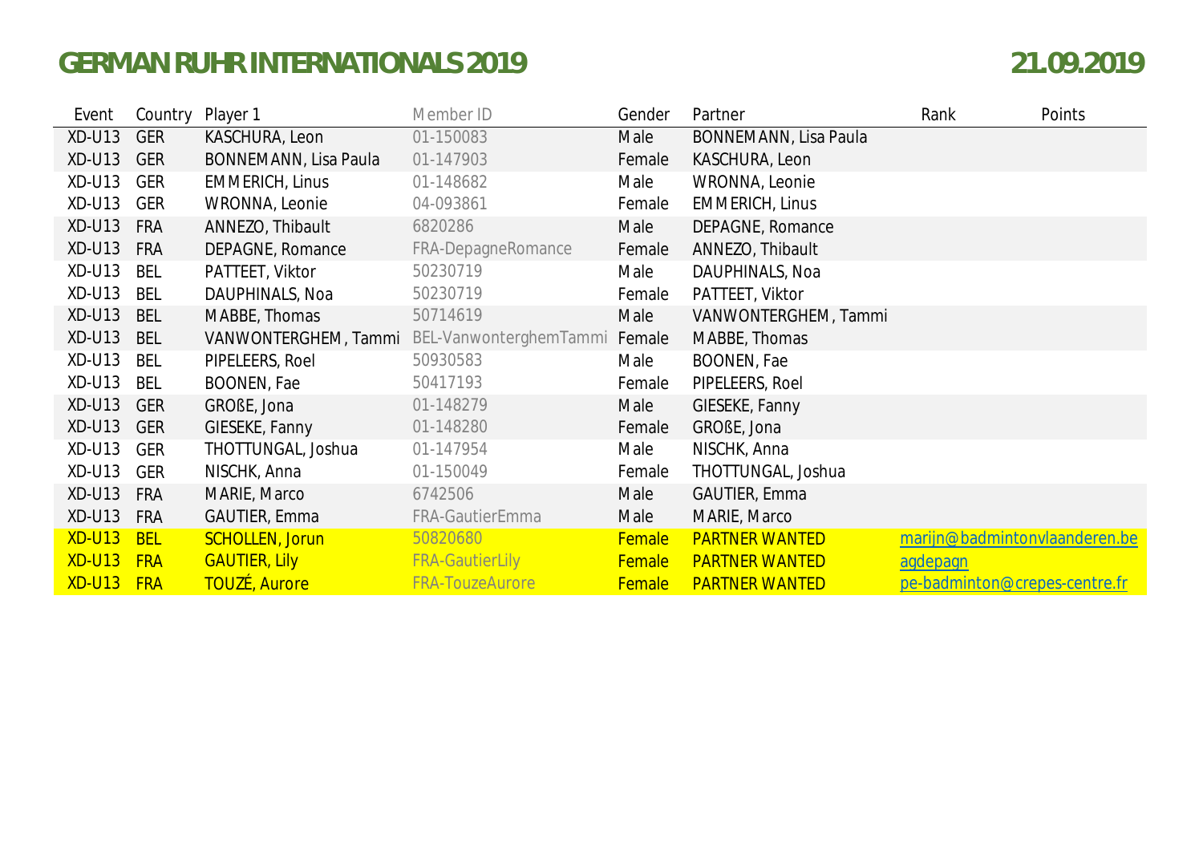# GERMAN RUHR INTERNATIONALS 2019

21.09.2019

| Event | Country | Player 1 | Member ID | Gender | Partner | Rank | Points |
|---|---|---|---|---|---|---|---|
| XD-U13 | GER | KASCHURA, Leon | 01-150083 | Male | BONNEMANN, Lisa Paula | | |
| XD-U13 | GER | BONNEMANN, Lisa Paula | 01-147903 | Female | KASCHURA, Leon | | |
| XD-U13 | GER | EMMERICH, Linus | 01-148682 | Male | WRONNA, Leonie | | |
| XD-U13 | GER | WRONNA, Leonie | 04-093861 | Female | EMMERICH, Linus | | |
| XD-U13 | FRA | ANNEZO, Thibault | 6820286 | Male | DEPAGNE, Romance | | |
| XD-U13 | FRA | DEPAGNE, Romance | FRA-DepagneRomance | Female | ANNEZO, Thibault | | |
| XD-U13 | BEL | PATTEET, Viktor | 50230719 | Male | DAUPHINALS, Noa | | |
| XD-U13 | BEL | DAUPHINALS, Noa | 50230719 | Female | PATTEET, Viktor | | |
| XD-U13 | BEL | MABBE, Thomas | 50714619 | Male | VANWONTERGHEM, Tammi | | |
| XD-U13 | BEL | VANWONTERGHEM, Tammi | BEL-VanwonterghemTammi | Female | MABBE, Thomas | | |
| XD-U13 | BEL | PIPELEERS, Roel | 50930583 | Male | BOONEN, Fae | | |
| XD-U13 | BEL | BOONEN, Fae | 50417193 | Female | PIPELEERS, Roel | | |
| XD-U13 | GER | GROßE, Jona | 01-148279 | Male | GIESEKE, Fanny | | |
| XD-U13 | GER | GIESEKE, Fanny | 01-148280 | Female | GROßE, Jona | | |
| XD-U13 | GER | THOTTUNGAL, Joshua | 01-147954 | Male | NISCHK, Anna | | |
| XD-U13 | GER | NISCHK, Anna | 01-150049 | Female | THOTTUNGAL, Joshua | | |
| XD-U13 | FRA | MARIE, Marco | 6742506 | Male | GAUTIER, Emma | | |
| XD-U13 | FRA | GAUTIER, Emma | FRA-GautierEmma | Male | MARIE, Marco | | |
| XD-U13 | BEL | SCHOLLEN, Jorun | 50820680 | Female | PARTNER WANTED | marijn@badmintonvlaanderen.be | |
| XD-U13 | FRA | GAUTIER, Lily | FRA-GautierLily | Female | PARTNER WANTED | agdepagn | |
| XD-U13 | FRA | TOUZÉ, Aurore | FRA-TouzeAurore | Female | PARTNER WANTED | pe-badminton@crepes-centre.fr | |